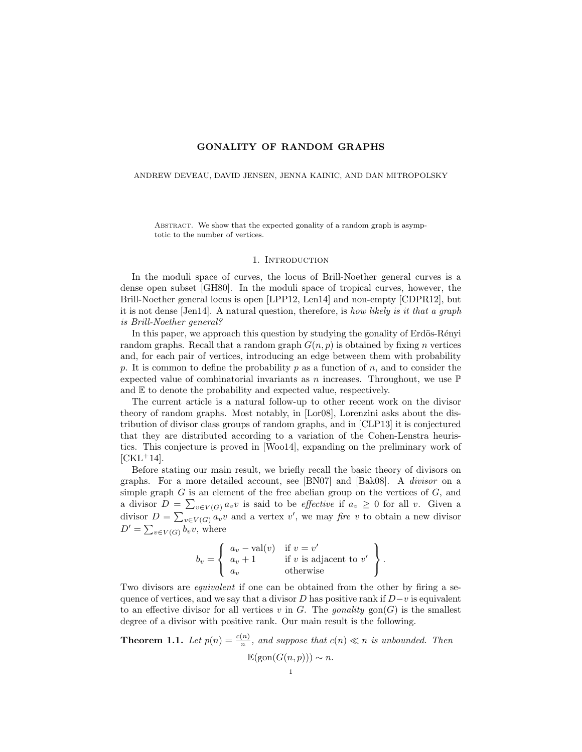# GONALITY OF RANDOM GRAPHS

ANDREW DEVEAU, DAVID JENSEN, JENNA KAINIC, AND DAN MITROPOLSKY

Abstract. We show that the expected gonality of a random graph is asymptotic to the number of vertices.

## 1. Introduction

In the moduli space of curves, the locus of Brill-Noether general curves is a dense open subset [GH80]. In the moduli space of tropical curves, however, the Brill-Noether general locus is open [LPP12, Len14] and non-empty [CDPR12], but it is not dense [Jen14]. A natural question, therefore, is *how likely is it that a graph is Brill-Noether general?*

In this paper, we approach this question by studying the gonality of Erdös-Rényi random graphs. Recall that a random graph $G(n, p)$ is obtained by fixing $n$ vertices and, for each pair of vertices, introducing an edge between them with probability $p$. It is common to define the probability $p$ as a function of $n$, and to consider the expected value of combinatorial invariants as $n$ increases. Throughout, we use $\mathbb{P}$ and $\mathbb{E}$ to denote the probability and expected value, respectively.

The current article is a natural follow-up to other recent work on the divisor theory of random graphs. Most notably, in [Lor08], Lorenzini asks about the distribution of divisor class groups of random graphs, and in [CLP13] it is conjectured that they are distributed according to a variation of the Cohen-Lenstra heuristics. This conjecture is proved in [Woo14], expanding on the preliminary work of [CKL+14].

Before stating our main result, we briefly recall the basic theory of divisors on graphs. For a more detailed account, see [BN07] and [Bak08]. A *divisor* on a simple graph $G$ is an element of the free abelian group on the vertices of $G$, and a divisor $D = \sum_{v \in V(G)} a_v v$ is said to be *effective* if $a_v \geq 0$ for all $v$. Given a divisor $D = \sum_{v \in V(G)} a_v v$ and a vertex $v'$, we may *fire* $v$ to obtain a new divisor $D' = \sum_{v \in V(G)} b_v v$, where

$$b_v = \left\{ \begin{array}{ll} a_v - \mathrm{val}(v) & \text{if } v = v' \\ a_v + 1 & \text{if } v \text{ is adjacent to } v' \\ a_v & \text{otherwise} \end{array} \right\}.$$

Two divisors are *equivalent* if one can be obtained from the other by firing a sequence of vertices, and we say that a divisor $D$ has positive rank if $D - v$ is equivalent to an effective divisor for all vertices $v$ in $G$. The *gonality* $\mathrm{gon}(G)$ is the smallest degree of a divisor with positive rank. Our main result is the following.

**Theorem 1.1.** *Let $p(n) = \frac{c(n)}{n}$, and suppose that $c(n) \ll n$ is unbounded. Then*

$$\mathbb{E}(\mathrm{gon}(G(n, p))) \sim n.$$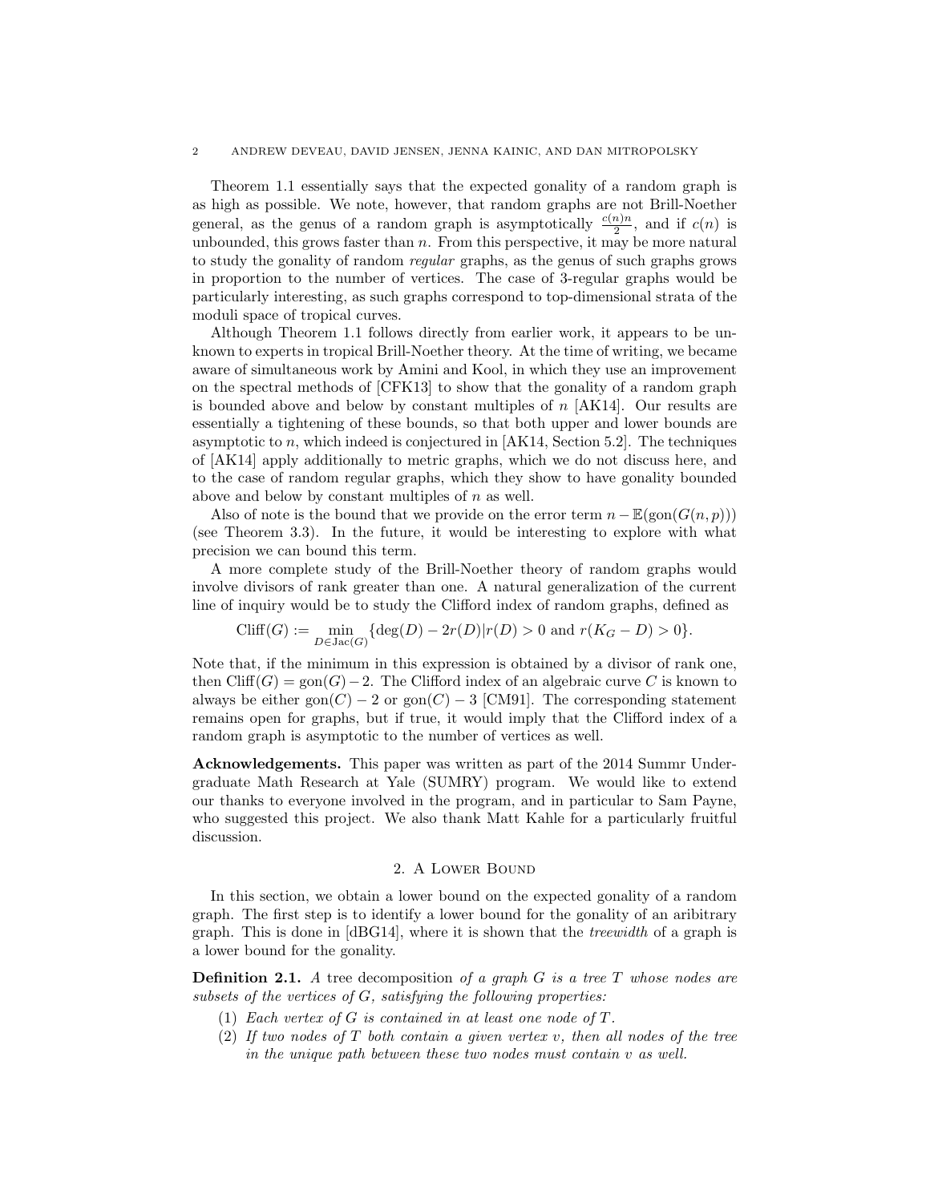Theorem 1.1 essentially says that the expected gonality of a random graph is as high as possible. We note, however, that random graphs are not Brill-Noether general, as the genus of a random graph is asymptotically $\frac{c(n)n}{2}$, and if $c(n)$ is unbounded, this grows faster than $n$. From this perspective, it may be more natural to study the gonality of random *regular* graphs, as the genus of such graphs grows in proportion to the number of vertices. The case of 3-regular graphs would be particularly interesting, as such graphs correspond to top-dimensional strata of the moduli space of tropical curves.

Although Theorem 1.1 follows directly from earlier work, it appears to be unknown to experts in tropical Brill-Noether theory. At the time of writing, we became aware of simultaneous work by Amini and Kool, in which they use an improvement on the spectral methods of [CFK13] to show that the gonality of a random graph is bounded above and below by constant multiples of $n$ [AK14]. Our results are essentially a tightening of these bounds, so that both upper and lower bounds are asymptotic to $n$, which indeed is conjectured in [AK14, Section 5.2]. The techniques of [AK14] apply additionally to metric graphs, which we do not discuss here, and to the case of random regular graphs, which they show to have gonality bounded above and below by constant multiples of $n$ as well.

Also of note is the bound that we provide on the error term $n - \mathbb{E}(\text{gon}(G(n,p)))$ (see Theorem 3.3). In the future, it would be interesting to explore with what precision we can bound this term.

A more complete study of the Brill-Noether theory of random graphs would involve divisors of rank greater than one. A natural generalization of the current line of inquiry would be to study the Clifford index of random graphs, defined as

$$\text{Cliff}(G) := \min_{D \in \text{Jac}(G)} \{\deg(D) - 2r(D) | r(D) > 0 \text{ and } r(K_G - D) > 0\}.$$

Note that, if the minimum in this expression is obtained by a divisor of rank one, then $\text{Cliff}(G) = \text{gon}(G) - 2$. The Clifford index of an algebraic curve $C$ is known to always be either $\text{gon}(C) - 2$ or $\text{gon}(C) - 3$ [CM91]. The corresponding statement remains open for graphs, but if true, it would imply that the Clifford index of a random graph is asymptotic to the number of vertices as well.

**Acknowledgements.** This paper was written as part of the 2014 Summr Undergraduate Math Research at Yale (SUMRY) program. We would like to extend our thanks to everyone involved in the program, and in particular to Sam Payne, who suggested this project. We also thank Matt Kahle for a particularly fruitful discussion.

## 2. A Lower Bound

In this section, we obtain a lower bound on the expected gonality of a random graph. The first step is to identify a lower bound for the gonality of an aribitrary graph. This is done in [dBG14], where it is shown that the *treewidth* of a graph is a lower bound for the gonality.

**Definition 2.1.** *A* tree decomposition *of a graph $G$ is a tree $T$ whose nodes are subsets of the vertices of $G$, satisfying the following properties:*

1. *Each vertex of $G$ is contained in at least one node of $T$.*
2. *If two nodes of $T$ both contain a given vertex $v$, then all nodes of the tree in the unique path between these two nodes must contain $v$ as well.*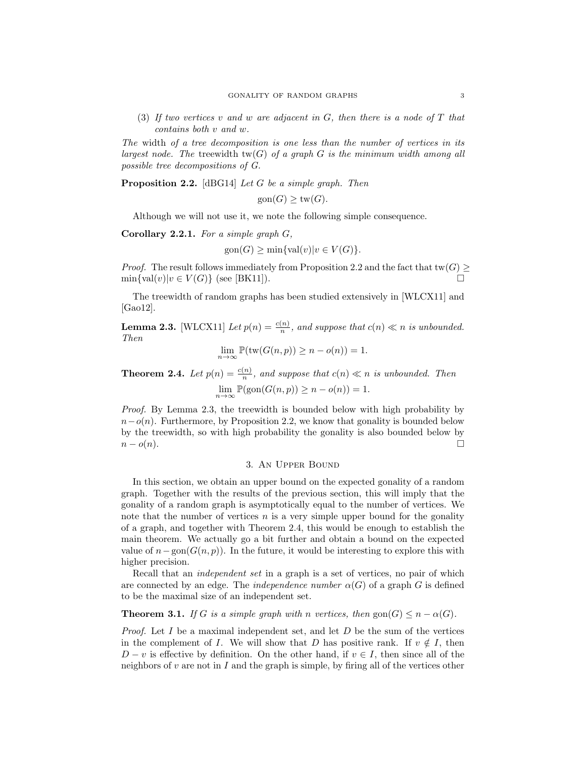(3) *If two vertices $v$ and $w$ are adjacent in $G$, then there is a node of $T$ that contains both $v$ and $w$.*

*The* width *of a tree decomposition is one less than the number of vertices in its largest node. The* treewidth $\mathrm{tw}(G)$ *of a graph $G$ is the minimum width among all possible tree decompositions of $G$.*

**Proposition 2.2.** [dBG14] *Let $G$ be a simple graph. Then*

$$\mathrm{gon}(G) \geq \mathrm{tw}(G).$$

Although we will not use it, we note the following simple consequence.

**Corollary 2.2.1.** *For a simple graph $G$,*

$$\mathrm{gon}(G) \geq \min\{\mathrm{val}(v) | v \in V(G)\}.$$

*Proof.* The result follows immediately from Proposition 2.2 and the fact that $\mathrm{tw}(G) \geq \min\{\mathrm{val}(v)|v \in V(G)\}$ (see [BK11]). □

The treewidth of random graphs has been studied extensively in [WLCX11] and [Gao12].

**Lemma 2.3.** [WLCX11] *Let $p(n) = \frac{c(n)}{n}$, and suppose that $c(n) \ll n$ is unbounded. Then*

$$\lim_{n\to\infty} \mathbb{P}(\mathrm{tw}(G(n,p)) \geq n - o(n)) = 1.$$

**Theorem 2.4.** *Let $p(n) = \frac{c(n)}{n}$, and suppose that $c(n) \ll n$ is unbounded. Then*

$$\lim_{n\to\infty} \mathbb{P}(\mathrm{gon}(G(n,p)) \geq n - o(n)) = 1.$$

*Proof.* By Lemma 2.3, the treewidth is bounded below with high probability by $n - o(n)$. Furthermore, by Proposition 2.2, we know that gonality is bounded below by the treewidth, so with high probability the gonality is also bounded below by $n - o(n)$. □

## 3. An Upper Bound

In this section, we obtain an upper bound on the expected gonality of a random graph. Together with the results of the previous section, this will imply that the gonality of a random graph is asymptotically equal to the number of vertices. We note that the number of vertices $n$ is a very simple upper bound for the gonality of a graph, and together with Theorem 2.4, this would be enough to establish the main theorem. We actually go a bit further and obtain a bound on the expected value of $n - \mathrm{gon}(G(n,p))$. In the future, it would be interesting to explore this with higher precision.

Recall that an *independent set* in a graph is a set of vertices, no pair of which are connected by an edge. The *independence number* $\alpha(G)$ of a graph $G$ is defined to be the maximal size of an independent set.

**Theorem 3.1.** *If $G$ is a simple graph with $n$ vertices, then $\mathrm{gon}(G) \leq n - \alpha(G)$.*

*Proof.* Let $I$ be a maximal independent set, and let $D$ be the sum of the vertices in the complement of $I$. We will show that $D$ has positive rank. If $v \notin I$, then $D - v$ is effective by definition. On the other hand, if $v \in I$, then since all of the neighbors of $v$ are not in $I$ and the graph is simple, by firing all of the vertices other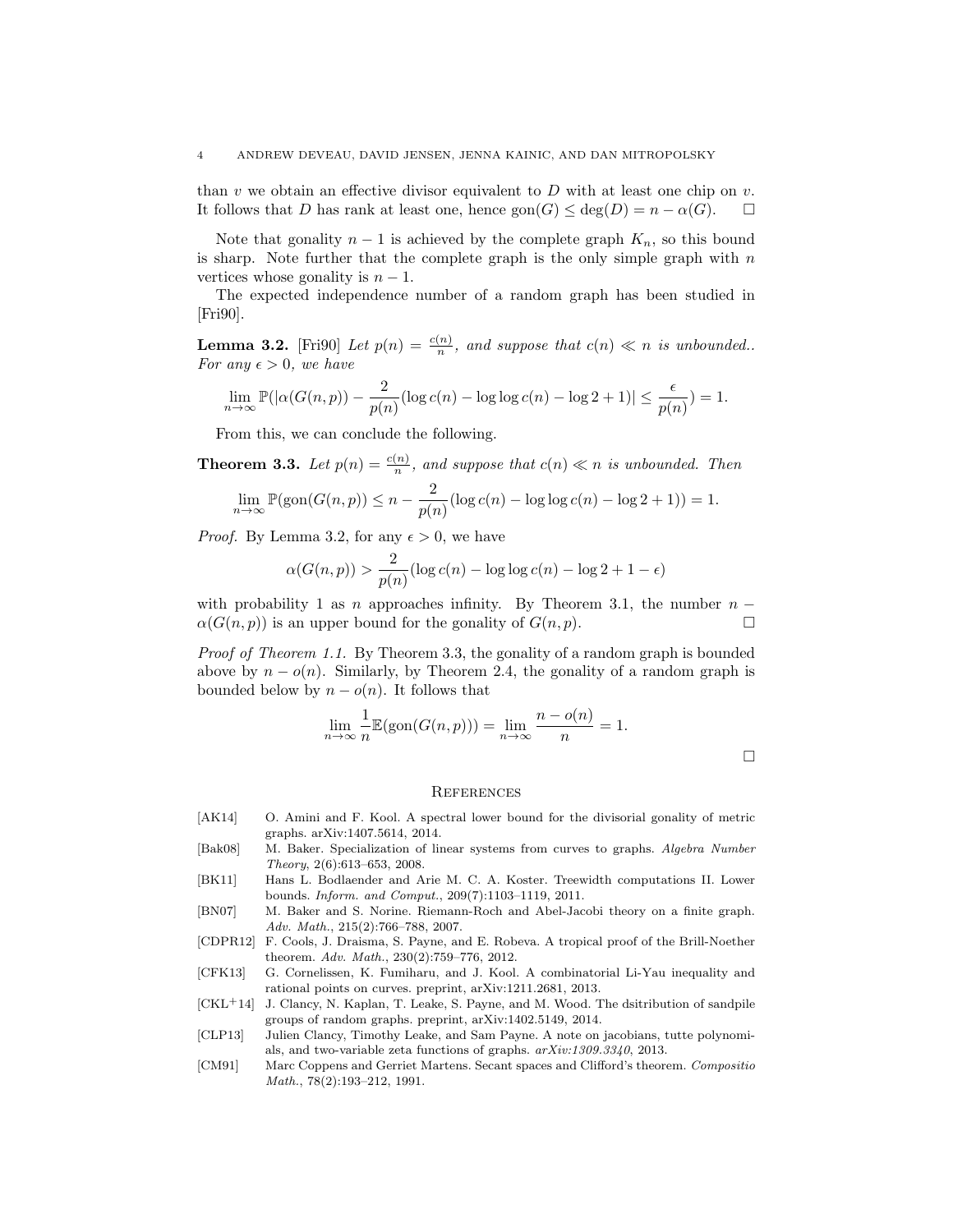than $v$ we obtain an effective divisor equivalent to $D$ with at least one chip on $v$. It follows that $D$ has rank at least one, hence $\text{gon}(G) \leq \deg(D) = n - \alpha(G)$. $\square$

Note that gonality $n-1$ is achieved by the complete graph $K_n$, so this bound is sharp. Note further that the complete graph is the only simple graph with $n$ vertices whose gonality is $n-1$.

The expected independence number of a random graph has been studied in [Fri90].

**Lemma 3.2.** [Fri90] *Let $p(n) = \frac{c(n)}{n}$, and suppose that $c(n) \ll n$ is unbounded.. For any $\epsilon > 0$, we have*

$$\lim_{n\to\infty} \mathbb{P}(|\alpha(G(n,p)) - \frac{2}{p(n)}(\log c(n) - \log\log c(n) - \log 2 + 1)| \leq \frac{\epsilon}{p(n)}) = 1.$$

From this, we can conclude the following.

**Theorem 3.3.** *Let $p(n) = \frac{c(n)}{n}$, and suppose that $c(n) \ll n$ is unbounded. Then*

$$\lim_{n\to\infty} \mathbb{P}(\text{gon}(G(n,p)) \leq n - \frac{2}{p(n)}(\log c(n) - \log\log c(n) - \log 2 + 1)) = 1.$$

*Proof.* By Lemma 3.2, for any $\epsilon > 0$, we have

$$\alpha(G(n,p)) > \frac{2}{p(n)}(\log c(n) - \log\log c(n) - \log 2 + 1 - \epsilon)$$

with probability 1 as $n$ approaches infinity. By Theorem 3.1, the number $n - \alpha(G(n,p))$ is an upper bound for the gonality of $G(n,p)$. $\square$

*Proof of Theorem 1.1.* By Theorem 3.3, the gonality of a random graph is bounded above by $n - o(n)$. Similarly, by Theorem 2.4, the gonality of a random graph is bounded below by $n - o(n)$. It follows that

$$\lim_{n\to\infty} \frac{1}{n}\mathbb{E}(\text{gon}(G(n,p))) = \lim_{n\to\infty} \frac{n - o(n)}{n} = 1.$$

$\square$

## References

[AK14] O. Amini and F. Kool. A spectral lower bound for the divisorial gonality of metric graphs. arXiv:1407.5614, 2014.

[Bak08] M. Baker. Specialization of linear systems from curves to graphs. *Algebra Number Theory*, 2(6):613–653, 2008.

[BK11] Hans L. Bodlaender and Arie M. C. A. Koster. Treewidth computations II. Lower bounds. *Inform. and Comput.*, 209(7):1103–1119, 2011.

[BN07] M. Baker and S. Norine. Riemann-Roch and Abel-Jacobi theory on a finite graph. *Adv. Math.*, 215(2):766–788, 2007.

[CDPR12] F. Cools, J. Draisma, S. Payne, and E. Robeva. A tropical proof of the Brill-Noether theorem. *Adv. Math.*, 230(2):759–776, 2012.

[CFK13] G. Cornelissen, K. Fumiharu, and J. Kool. A combinatorial Li-Yau inequality and rational points on curves. preprint, arXiv:1211.2681, 2013.

[CKL+14] J. Clancy, N. Kaplan, T. Leake, S. Payne, and M. Wood. The dsitribution of sandpile groups of random graphs. preprint, arXiv:1402.5149, 2014.

[CLP13] Julien Clancy, Timothy Leake, and Sam Payne. A note on jacobians, tutte polynomials, and two-variable zeta functions of graphs. *arXiv:1309.3340*, 2013.

[CM91] Marc Coppens and Gerriet Martens. Secant spaces and Clifford's theorem. *Compositio Math.*, 78(2):193–212, 1991.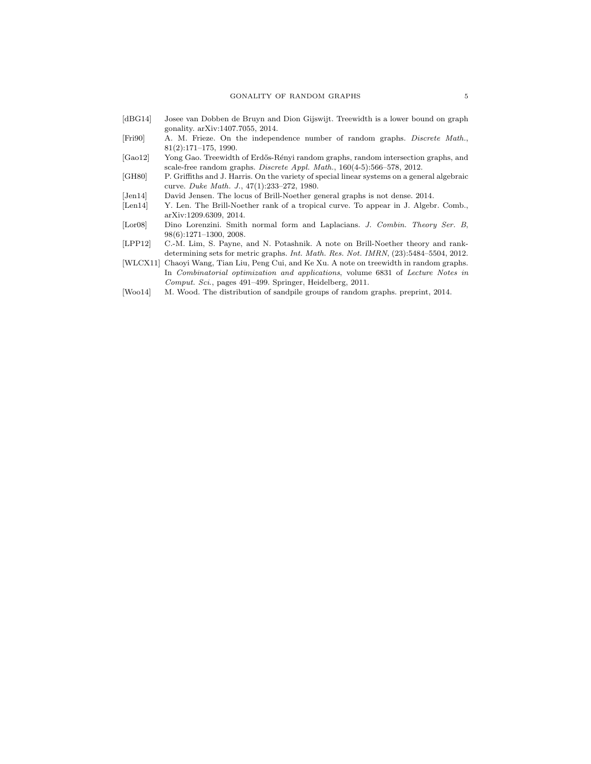[dBG14] Josee van Dobben de Bruyn and Dion Gijswijt. Treewidth is a lower bound on graph gonality. arXiv:1407.7055, 2014.

[Fri90] A. M. Frieze. On the independence number of random graphs. *Discrete Math.*, 81(2):171–175, 1990.

[Gao12] Yong Gao. Treewidth of Erdős-Rényi random graphs, random intersection graphs, and scale-free random graphs. *Discrete Appl. Math.*, 160(4-5):566–578, 2012.

[GH80] P. Griffiths and J. Harris. On the variety of special linear systems on a general algebraic curve. *Duke Math. J.*, 47(1):233–272, 1980.

[Jen14] David Jensen. The locus of Brill-Noether general graphs is not dense. 2014.

[Len14] Y. Len. The Brill-Noether rank of a tropical curve. To appear in J. Algebr. Comb., arXiv:1209.6309, 2014.

[Lor08] Dino Lorenzini. Smith normal form and Laplacians. *J. Combin. Theory Ser. B*, 98(6):1271–1300, 2008.

[LPP12] C.-M. Lim, S. Payne, and N. Potashnik. A note on Brill-Noether theory and rank-determining sets for metric graphs. *Int. Math. Res. Not. IMRN*, (23):5484–5504, 2012.

[WLCX11] Chaoyi Wang, Tian Liu, Peng Cui, and Ke Xu. A note on treewidth in random graphs. In *Combinatorial optimization and applications*, volume 6831 of *Lecture Notes in Comput. Sci.*, pages 491–499. Springer, Heidelberg, 2011.

[Woo14] M. Wood. The distribution of sandpile groups of random graphs. preprint, 2014.